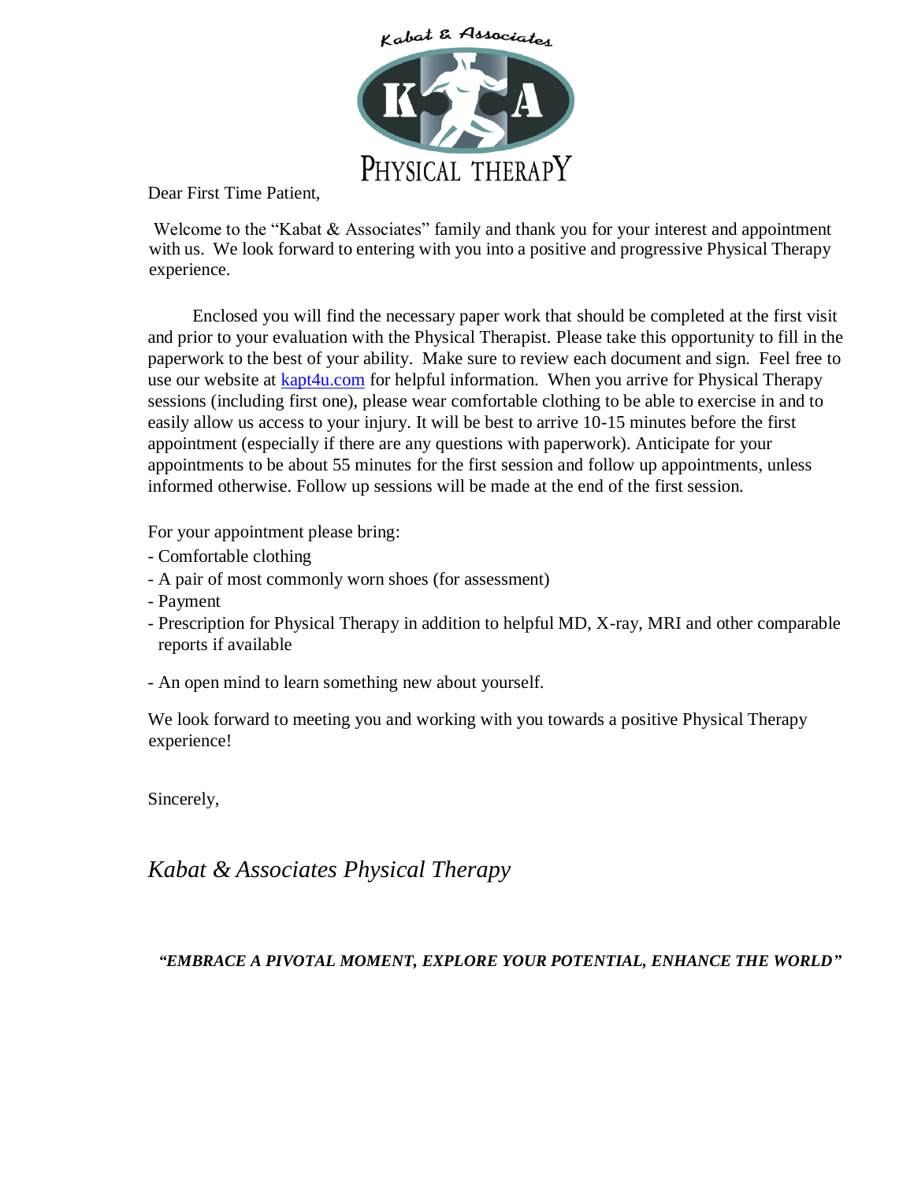Kabat & Associates

K A

PHYSICAL THERAPY

Dear First Time Patient,

Welcome to the "Kabat & Associates" family and thank you for your interest and appointment with us. We look forward to entering with you into a positive and progressive Physical Therapy experience.

Enclosed you will find the necessary paper work that should be completed at the first visit and prior to your evaluation with the Physical Therapist. Please take this opportunity to fill in the paperwork to the best of your ability. Make sure to review each document and sign. Feel free to use our website at kapt4u.com for helpful information. When you arrive for Physical Therapy sessions (including first one), please wear comfortable clothing to be able to exercise in and to easily allow us access to your injury. It will be best to arrive 10-15 minutes before the first appointment (especially if there are any questions with paperwork). Anticipate for your appointments to be about 55 minutes for the first session and follow up appointments, unless informed otherwise. Follow up sessions will be made at the end of the first session.

For your appointment please bring:

- Comfortable clothing
- A pair of most commonly worn shoes (for assessment)
- Payment
- Prescription for Physical Therapy in addition to helpful MD, X-ray, MRI and other comparable reports if available

- An open mind to learn something new about yourself.

We look forward to meeting you and working with you towards a positive Physical Therapy experience!

Sincerely,

*Kabat & Associates Physical Therapy*

***"EMBRACE A PIVOTAL MOMENT, EXPLORE YOUR POTENTIAL, ENHANCE THE WORLD"***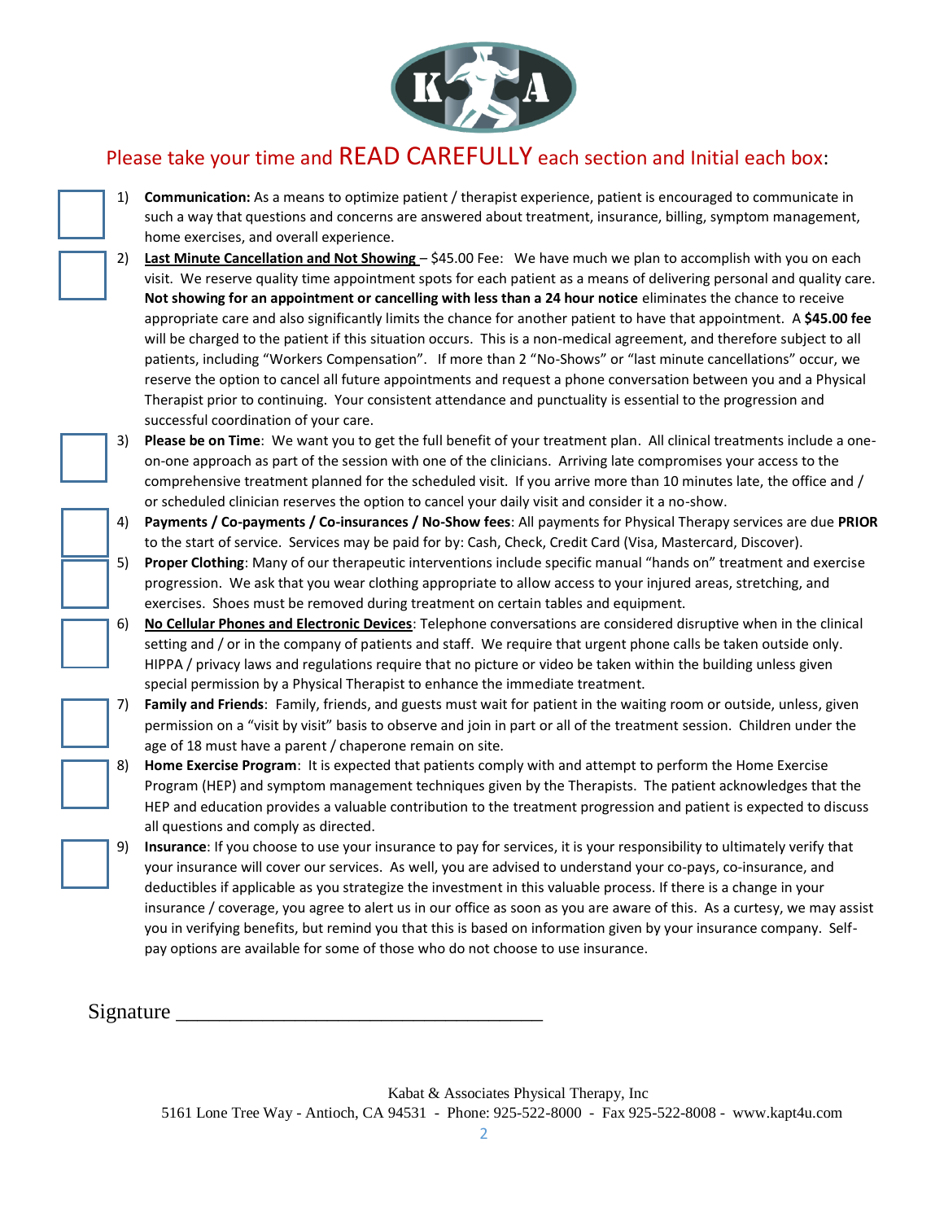Please take your time and READ CAREFULLY each section and Initial each box:

1) **Communication:** As a means to optimize patient / therapist experience, patient is encouraged to communicate in such a way that questions and concerns are answered about treatment, insurance, billing, symptom management, home exercises, and overall experience.

2) **Last Minute Cancellation and Not Showing** – $45.00 Fee: We have much we plan to accomplish with you on each visit. We reserve quality time appointment spots for each patient as a means of delivering personal and quality care. **Not showing for an appointment or cancelling with less than a 24 hour notice** eliminates the chance to receive appropriate care and also significantly limits the chance for another patient to have that appointment. A **$45.00 fee** will be charged to the patient if this situation occurs. This is a non-medical agreement, and therefore subject to all patients, including "Workers Compensation". If more than 2 "No-Shows" or "last minute cancellations" occur, we reserve the option to cancel all future appointments and request a phone conversation between you and a Physical Therapist prior to continuing. Your consistent attendance and punctuality is essential to the progression and successful coordination of your care.

3) **Please be on Time**: We want you to get the full benefit of your treatment plan. All clinical treatments include a one-on-one approach as part of the session with one of the clinicians. Arriving late compromises your access to the comprehensive treatment planned for the scheduled visit. If you arrive more than 10 minutes late, the office and / or scheduled clinician reserves the option to cancel your daily visit and consider it a no-show.

4) **Payments / Co-payments / Co-insurances / No-Show fees**: All payments for Physical Therapy services are due **PRIOR** to the start of service. Services may be paid for by: Cash, Check, Credit Card (Visa, Mastercard, Discover).

5) **Proper Clothing**: Many of our therapeutic interventions include specific manual "hands on" treatment and exercise progression. We ask that you wear clothing appropriate to allow access to your injured areas, stretching, and exercises. Shoes must be removed during treatment on certain tables and equipment.

6) **No Cellular Phones and Electronic Devices**: Telephone conversations are considered disruptive when in the clinical setting and / or in the company of patients and staff. We require that urgent phone calls be taken outside only. HIPPA / privacy laws and regulations require that no picture or video be taken within the building unless given special permission by a Physical Therapist to enhance the immediate treatment.

7) **Family and Friends**: Family, friends, and guests must wait for patient in the waiting room or outside, unless, given permission on a "visit by visit" basis to observe and join in part or all of the treatment session. Children under the age of 18 must have a parent / chaperone remain on site.

8) **Home Exercise Program**: It is expected that patients comply with and attempt to perform the Home Exercise Program (HEP) and symptom management techniques given by the Therapists. The patient acknowledges that the HEP and education provides a valuable contribution to the treatment progression and patient is expected to discuss all questions and comply as directed.

9) **Insurance**: If you choose to use your insurance to pay for services, it is your responsibility to ultimately verify that your insurance will cover our services. As well, you are advised to understand your co-pays, co-insurance, and deductibles if applicable as you strategize the investment in this valuable process. If there is a change in your insurance / coverage, you agree to alert us in our office as soon as you are aware of this. As a curtesy, we may assist you in verifying benefits, but remind you that this is based on information given by your insurance company. Self-pay options are available for some of those who do not choose to use insurance.

Signature ___________________________________

Kabat & Associates Physical Therapy, Inc
5161 Lone Tree Way - Antioch, CA 94531 - Phone: 925-522-8000 - Fax 925-522-8008 - www.kapt4u.com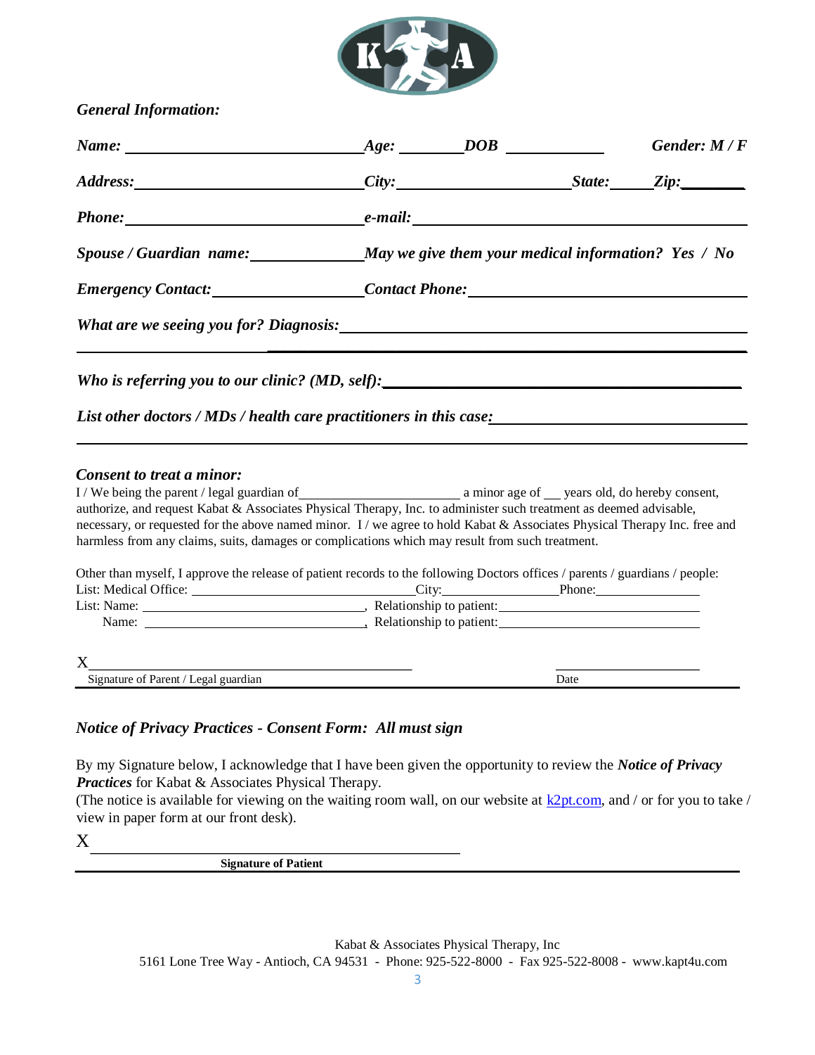*General Information:*

***Name:*** ______________________________ ***Age:*** ________ ***DOB*** ____________ ***Gender: M / F***

***Address:*** ______________________________ ***City:*** ______________________ ***State:*** _____ ***Zip:*** ________

***Phone:*** ______________________________ ***e-mail:*** ________________________________________

***Spouse / Guardian name:*** ______________ ***May we give them your medical information? Yes / No***

***Emergency Contact:*** ___________________ ***Contact Phone:*** ______________________________

***What are we seeing you for? Diagnosis:*** ____________________________________________

________________________________________________________________________________

***Who is referring you to our clinic? (MD, self):*** _____________________________________________

***List other doctors / MDs / health care practitioners in this case:*** ______________________________

________________________________________________________________________________

### *Consent to treat a minor:*

I / We being the parent / legal guardian of ________________________ a minor age of ___ years old, do hereby consent, authorize, and request Kabat & Associates Physical Therapy, Inc. to administer such treatment as deemed advisable, necessary, or requested for the above named minor. I / we agree to hold Kabat & Associates Physical Therapy Inc. free and harmless from any claims, suits, damages or complications which may result from such treatment.

Other than myself, I approve the release of patient records to the following Doctors offices / parents / guardians / people:

List: Medical Office: ________________________________ City: __________________ Phone: _______________

List: Name: ________________________________, Relationship to patient: ______________________________

Name: ________________________________, Relationship to patient: ______________________________

X________________________________________________ ____________________

Signature of Parent / Legal guardian Date

### *Notice of Privacy Practices - Consent Form: All must sign*

By my Signature below, I acknowledge that I have been given the opportunity to review the ***Notice of Privacy Practices*** for Kabat & Associates Physical Therapy.

(The notice is available for viewing on the waiting room wall, on our website at k2pt.com, and / or for you to take / view in paper form at our front desk).

X________________________________________________

**Signature of Patient**

Kabat & Associates Physical Therapy, Inc

5161 Lone Tree Way - Antioch, CA 94531 - Phone: 925-522-8000 - Fax 925-522-8008 - www.kapt4u.com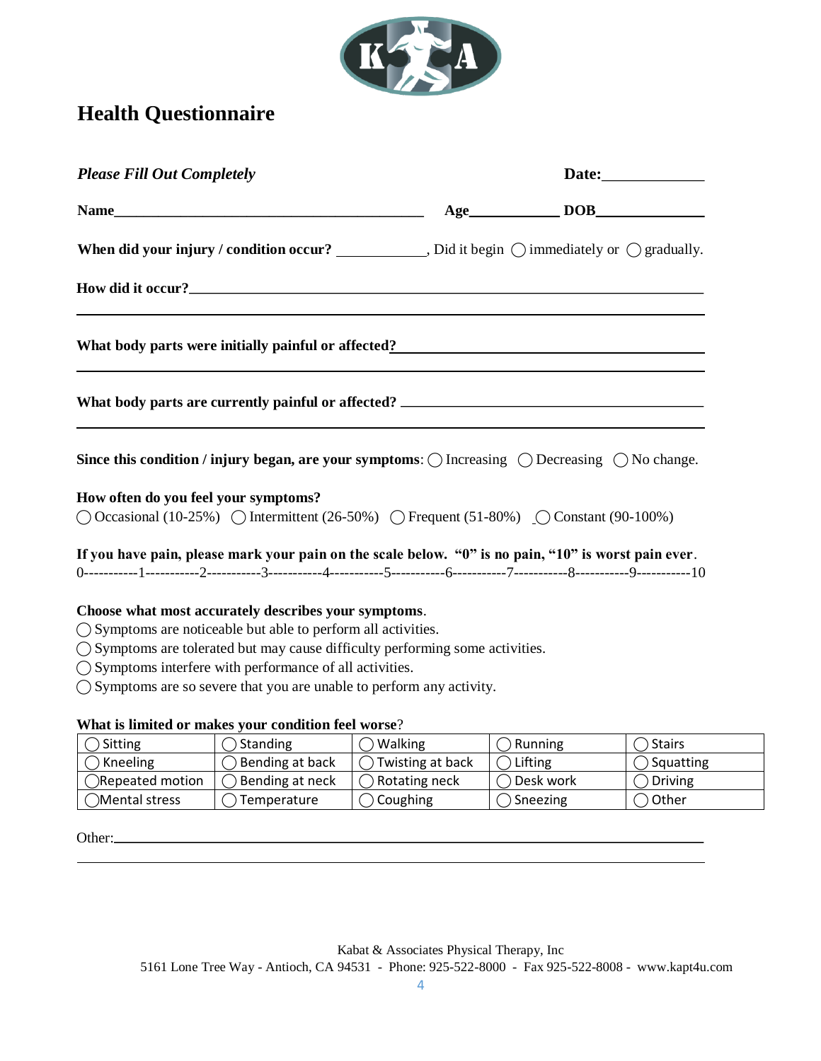# Health Questionnaire

***Please Fill Out Completely*** **Date:**______________

**Name**____________________________________________ **Age**____________ **DOB**_______________

**When did your injury / condition occur?** ____________, Did it begin ◯ immediately or ◯ gradually.

**How did it occur?**_______________________________________________________________________

_____________________________________________________________________________________

**What body parts were initially painful or affected?**______________________________________

_____________________________________________________________________________________

**What body parts are currently painful or affected?** ______________________________________

_____________________________________________________________________________________

**Since this condition / injury began, are your symptoms**: ◯ Increasing ◯ Decreasing ◯ No change.

**How often do you feel your symptoms?**
◯ Occasional (10-25%) ◯ Intermittent (26-50%) ◯ Frequent (51-80%) ◯ Constant (90-100%)

**If you have pain, please mark your pain on the scale below. "0" is no pain, "10" is worst pain ever**.
0-----------1-----------2-----------3-----------4-----------5-----------6-----------7-----------8-----------9-----------10

**Choose what most accurately describes your symptoms**.
◯ Symptoms are noticeable but able to perform all activities.
◯ Symptoms are tolerated but may cause difficulty performing some activities.
◯ Symptoms interfere with performance of all activities.
◯ Symptoms are so severe that you are unable to perform any activity.

**What is limited or makes your condition feel worse**?

| | | | | |
|---|---|---|---|---|
| ◯ Sitting | ◯ Standing | ◯ Walking | ◯ Running | ◯ Stairs |
| ◯ Kneeling | ◯ Bending at back | ◯ Twisting at back | ◯ Lifting | ◯ Squatting |
| ◯Repeated motion | ◯ Bending at neck | ◯ Rotating neck | ◯ Desk work | ◯ Driving |
| ◯Mental stress | ◯ Temperature | ◯ Coughing | ◯ Sneezing | ◯ Other |

Other:_______________________________________________________________________________

_____________________________________________________________________________________

Kabat & Associates Physical Therapy, Inc
5161 Lone Tree Way - Antioch, CA 94531 - Phone: 925-522-8000 - Fax 925-522-8008 - www.kapt4u.com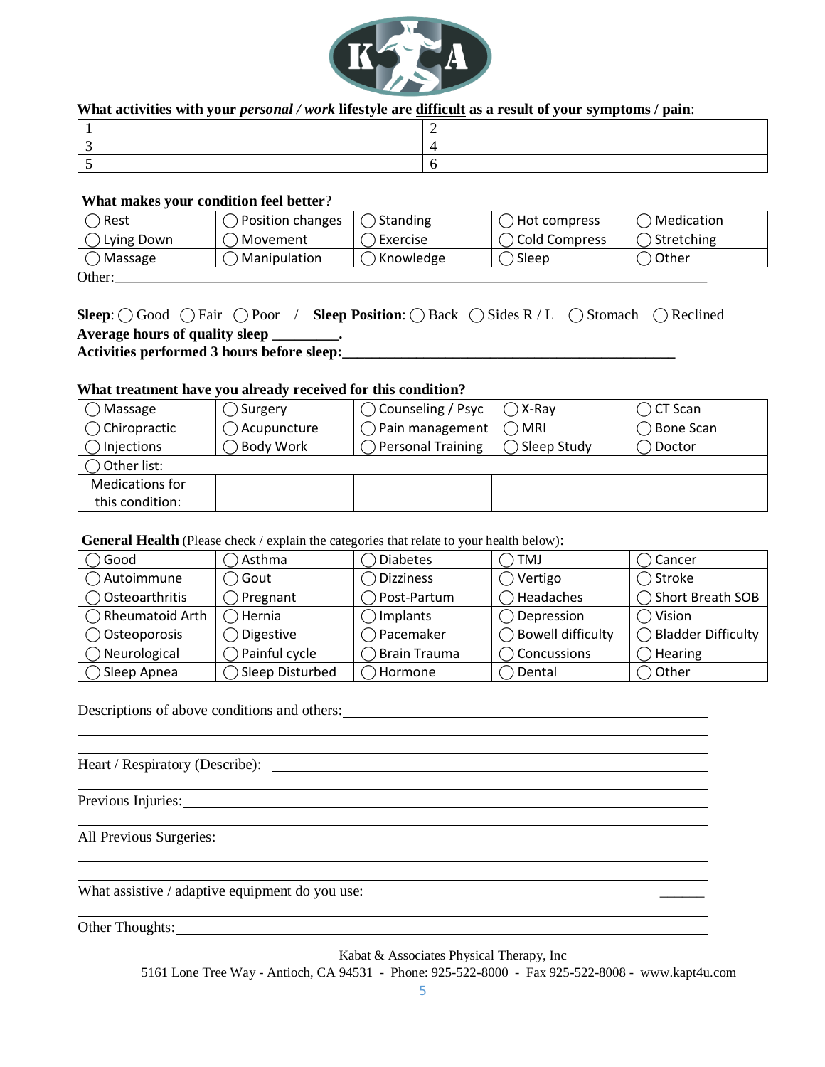**What activities with your *personal / work* lifestyle are difficult as a result of your symptoms / pain:**

| | |
|---|---|
| 1 | 2 |
| 3 | 4 |
| 5 | 6 |

**What makes your condition feel better?**

| | | | | |
|---|---|---|---|---|
| ◯ Rest | ◯ Position changes | ◯ Standing | ◯ Hot compress | ◯ Medication |
| ◯ Lying Down | ◯ Movement | ◯ Exercise | ◯ Cold Compress | ◯ Stretching |
| ◯ Massage | ◯ Manipulation | ◯ Knowledge | ◯ Sleep | ◯ Other |

Other:\_\_\_\_\_\_\_\_\_\_\_\_\_\_\_\_\_\_\_\_\_\_\_\_\_\_\_\_\_\_\_\_\_\_\_\_\_\_\_\_\_\_\_\_\_\_\_\_\_\_\_\_\_\_\_\_\_\_\_\_\_\_\_\_\_\_\_\_\_\_

**Sleep**: ◯ Good ◯ Fair ◯ Poor / **Sleep Position**: ◯ Back ◯ Sides R / L ◯ Stomach ◯ Reclined

**Average hours of quality sleep \_\_\_\_\_\_\_\_\_.**

**Activities performed 3 hours before sleep:\_\_\_\_\_\_\_\_\_\_\_\_\_\_\_\_\_\_\_\_\_\_\_\_\_\_\_\_\_\_\_\_\_\_\_\_\_\_\_\_\_\_\_\_\_\_**

**What treatment have you already received for this condition?**

| | | | | |
|---|---|---|---|---|
| ◯ Massage | ◯ Surgery | ◯ Counseling / Psyc | ◯ X-Ray | ◯ CT Scan |
| ◯ Chiropractic | ◯ Acupuncture | ◯ Pain management | ◯ MRI | ◯ Bone Scan |
| ◯ Injections | ◯ Body Work | ◯ Personal Training | ◯ Sleep Study | ◯ Doctor |
| ◯ Other list: | | | | |
| Medications for this condition: | | | | |

**General Health** (Please check / explain the categories that relate to your health below):

| | | | | |
|---|---|---|---|---|
| ◯ Good | ◯ Asthma | ◯ Diabetes | ◯ TMJ | ◯ Cancer |
| ◯ Autoimmune | ◯ Gout | ◯ Dizziness | ◯ Vertigo | ◯ Stroke |
| ◯ Osteoarthritis | ◯ Pregnant | ◯ Post-Partum | ◯ Headaches | ◯ Short Breath SOB |
| ◯ Rheumatoid Arth | ◯ Hernia | ◯ Implants | ◯ Depression | ◯ Vision |
| ◯ Osteoporosis | ◯ Digestive | ◯ Pacemaker | ◯ Bowell difficulty | ◯ Bladder Difficulty |
| ◯ Neurological | ◯ Painful cycle | ◯ Brain Trauma | ◯ Concussions | ◯ Hearing |
| ◯ Sleep Apnea | ◯ Sleep Disturbed | ◯ Hormone | ◯ Dental | ◯ Other |

Descriptions of above conditions and others:\_\_\_\_\_\_\_\_\_\_\_\_\_\_\_\_\_\_\_\_\_\_\_\_\_\_\_\_\_\_\_\_\_\_\_\_\_\_\_\_\_\_\_\_\_\_

Heart / Respiratory (Describe): \_\_\_\_\_\_\_\_\_\_\_\_\_\_\_\_\_\_\_\_\_\_\_\_\_\_\_\_\_\_\_\_\_\_\_\_\_\_\_\_\_\_\_\_\_\_

Previous Injuries:\_\_\_\_\_\_\_\_\_\_\_\_\_\_\_\_\_\_\_\_\_\_\_\_\_\_\_\_\_\_\_\_\_\_\_\_\_\_\_\_\_\_\_\_\_\_\_\_\_\_\_\_\_\_\_\_

All Previous Surgeries:\_\_\_\_\_\_\_\_\_\_\_\_\_\_\_\_\_\_\_\_\_\_\_\_\_\_\_\_\_\_\_\_\_\_\_\_\_\_\_\_\_\_\_\_\_\_\_\_\_\_\_\_

What assistive / adaptive equipment do you use:\_\_\_\_\_\_\_\_\_\_\_\_\_\_\_\_\_\_\_\_\_\_\_\_\_\_\_\_\_\_\_\_\_\_\_\_\_\_

Other Thoughts:\_\_\_\_\_\_\_\_\_\_\_\_\_\_\_\_\_\_\_\_\_\_\_\_\_\_\_\_\_\_\_\_\_\_\_\_\_\_\_\_\_\_\_\_\_\_\_\_\_\_\_\_\_\_\_\_\_\_

Kabat & Associates Physical Therapy, Inc
5161 Lone Tree Way - Antioch, CA 94531 - Phone: 925-522-8000 - Fax 925-522-8008 - www.kapt4u.com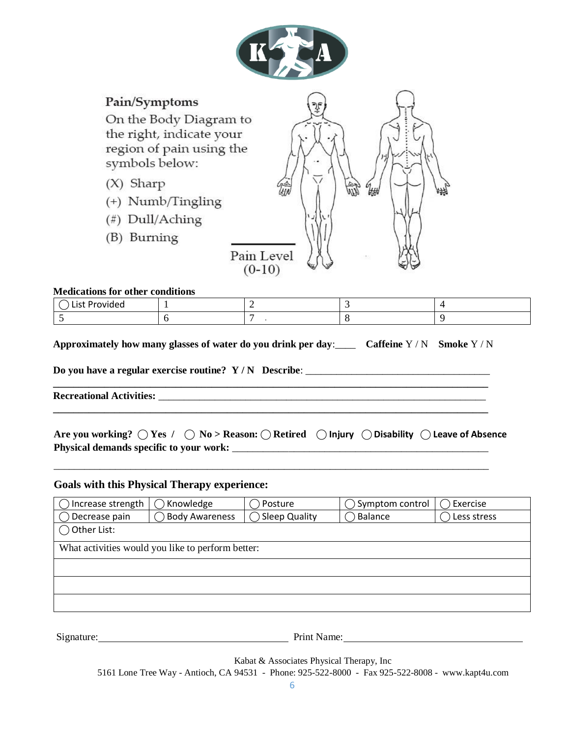## Pain/Symptoms

On the Body Diagram to the right, indicate your region of pain using the symbols below:

- (X) Sharp
- (+) Numb/Tingling
- (#) Dull/Aching
- (B) Burning

_______ Pain Level (0-10)

**Medications for other conditions**

| | | | | |
|---|---|---|---|---|
| ◯ List Provided | 1 | 2 | 3 | 4 |
| 5 | 6 | 7 . | 8 | 9 |

**Approximately how many glasses of water do you drink per day**:____ **Caffeine** Y / N **Smoke** Y / N

**Do you have a regular exercise routine? Y / N Describe**: ____________________________________

______________________________________________________________________________

**Recreational Activities:** ________________________________________________________________

______________________________________________________________________________

**Are you working?** ◯ **Yes** / ◯ **No > Reason:** ◯ **Retired** ◯ **Injury** ◯ **Disability** ◯ **Leave of Absence**

**Physical demands specific to your work:** ____________________________________________

______________________________________________________________________________

### Goals with this Physical Therapy experience:

| | | | | |
|---|---|---|---|---|
| ◯ Increase strength | ◯ Knowledge | ◯ Posture | ◯ Symptom control | ◯ Exercise |
| ◯ Decrease pain | ◯ Body Awareness | ◯ Sleep Quality | ◯ Balance | ◯ Less stress |
| ◯ Other List: | | | | |
| What activities would you like to perform better: | | | | |
| | | | | |
| | | | | |
| | | | | |

Signature:_______________________________ Print Name:_______________________________

Kabat & Associates Physical Therapy, Inc

5161 Lone Tree Way - Antioch, CA 94531 - Phone: 925-522-8000 - Fax 925-522-8008 - www.kapt4u.com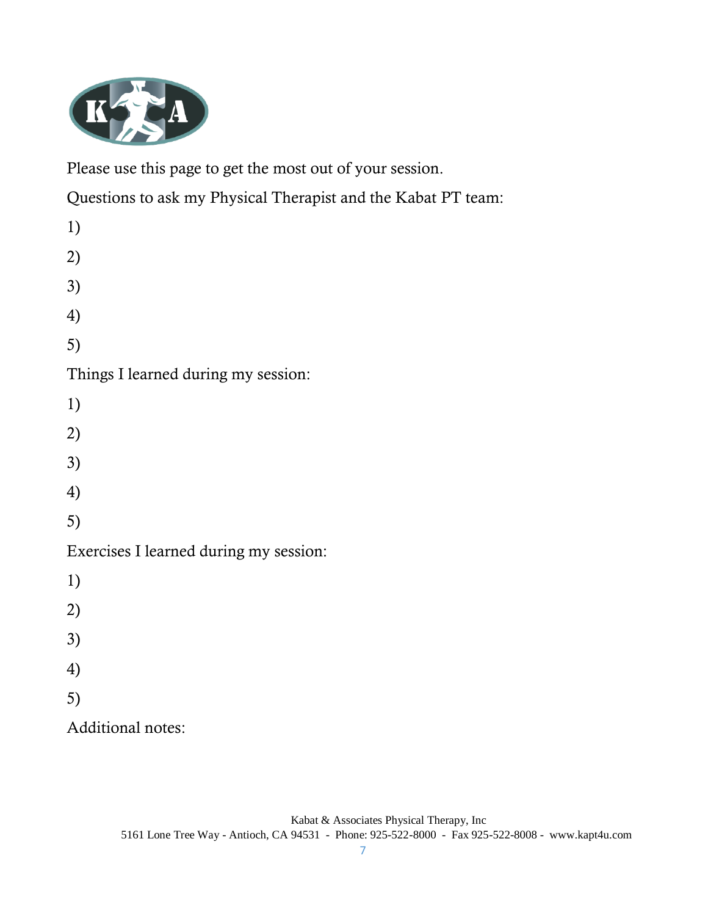Please use this page to get the most out of your session.

Questions to ask my Physical Therapist and the Kabat PT team:

1)

2)

3)

4)

5)

Things I learned during my session:

1)

2)

3)

4)

5)

Exercises I learned during my session:

1)

2)

3)

4)

5)

Additional notes:

Kabat & Associates Physical Therapy, Inc
5161 Lone Tree Way - Antioch, CA 94531 - Phone: 925-522-8000 - Fax 925-522-8008 - www.kapt4u.com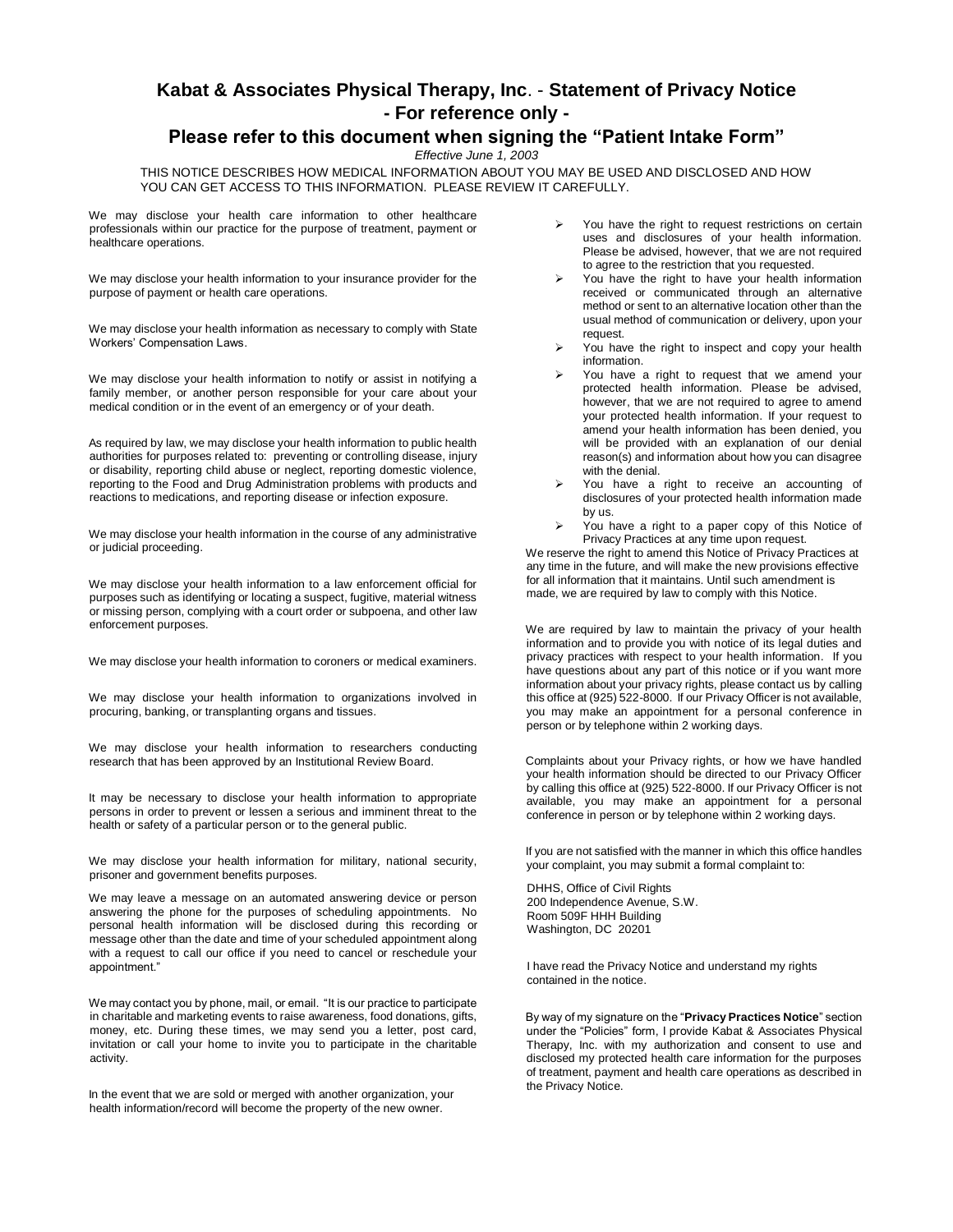# Kabat & Associates Physical Therapy, Inc. - Statement of Privacy Notice - For reference only -

## Please refer to this document when signing the "Patient Intake Form"

*Effective June 1, 2003*

THIS NOTICE DESCRIBES HOW MEDICAL INFORMATION ABOUT YOU MAY BE USED AND DISCLOSED AND HOW YOU CAN GET ACCESS TO THIS INFORMATION. PLEASE REVIEW IT CAREFULLY.

We may disclose your health care information to other healthcare professionals within our practice for the purpose of treatment, payment or healthcare operations.

We may disclose your health information to your insurance provider for the purpose of payment or health care operations.

We may disclose your health information as necessary to comply with State Workers' Compensation Laws.

We may disclose your health information to notify or assist in notifying a family member, or another person responsible for your care about your medical condition or in the event of an emergency or of your death.

As required by law, we may disclose your health information to public health authorities for purposes related to: preventing or controlling disease, injury or disability, reporting child abuse or neglect, reporting domestic violence, reporting to the Food and Drug Administration problems with products and reactions to medications, and reporting disease or infection exposure.

We may disclose your health information in the course of any administrative or judicial proceeding.

We may disclose your health information to a law enforcement official for purposes such as identifying or locating a suspect, fugitive, material witness or missing person, complying with a court order or subpoena, and other law enforcement purposes.

We may disclose your health information to coroners or medical examiners.

We may disclose your health information to organizations involved in procuring, banking, or transplanting organs and tissues.

We may disclose your health information to researchers conducting research that has been approved by an Institutional Review Board.

It may be necessary to disclose your health information to appropriate persons in order to prevent or lessen a serious and imminent threat to the health or safety of a particular person or to the general public.

We may disclose your health information for military, national security, prisoner and government benefits purposes.

We may leave a message on an automated answering device or person answering the phone for the purposes of scheduling appointments. No personal health information will be disclosed during this recording or message other than the date and time of your scheduled appointment along with a request to call our office if you need to cancel or reschedule your appointment."

We may contact you by phone, mail, or email. "It is our practice to participate in charitable and marketing events to raise awareness, food donations, gifts, money, etc. During these times, we may send you a letter, post card, invitation or call your home to invite you to participate in the charitable activity.

In the event that we are sold or merged with another organization, your health information/record will become the property of the new owner.

- You have the right to request restrictions on certain uses and disclosures of your health information. Please be advised, however, that we are not required to agree to the restriction that you requested.
- You have the right to have your health information received or communicated through an alternative method or sent to an alternative location other than the usual method of communication or delivery, upon your request.
- You have the right to inspect and copy your health information.
- You have a right to request that we amend your protected health information. Please be advised, however, that we are not required to agree to amend your protected health information. If your request to amend your health information has been denied, you will be provided with an explanation of our denial reason(s) and information about how you can disagree with the denial.
- You have a right to receive an accounting of disclosures of your protected health information made by us.
- You have a right to a paper copy of this Notice of Privacy Practices at any time upon request.

We reserve the right to amend this Notice of Privacy Practices at any time in the future, and will make the new provisions effective for all information that it maintains. Until such amendment is made, we are required by law to comply with this Notice.

We are required by law to maintain the privacy of your health information and to provide you with notice of its legal duties and privacy practices with respect to your health information. If you have questions about any part of this notice or if you want more information about your privacy rights, please contact us by calling this office at (925) 522-8000. If our Privacy Officer is not available, you may make an appointment for a personal conference in person or by telephone within 2 working days.

Complaints about your Privacy rights, or how we have handled your health information should be directed to our Privacy Officer by calling this office at (925) 522-8000. If our Privacy Officer is not available, you may make an appointment for a personal conference in person or by telephone within 2 working days.

If you are not satisfied with the manner in which this office handles your complaint, you may submit a formal complaint to:

DHHS, Office of Civil Rights
200 Independence Avenue, S.W.
Room 509F HHH Building
Washington, DC 20201

I have read the Privacy Notice and understand my rights contained in the notice.

By way of my signature on the "**Privacy Practices Notice**" section under the "Policies" form, I provide Kabat & Associates Physical Therapy, Inc. with my authorization and consent to use and disclosed my protected health care information for the purposes of treatment, payment and health care operations as described in the Privacy Notice.